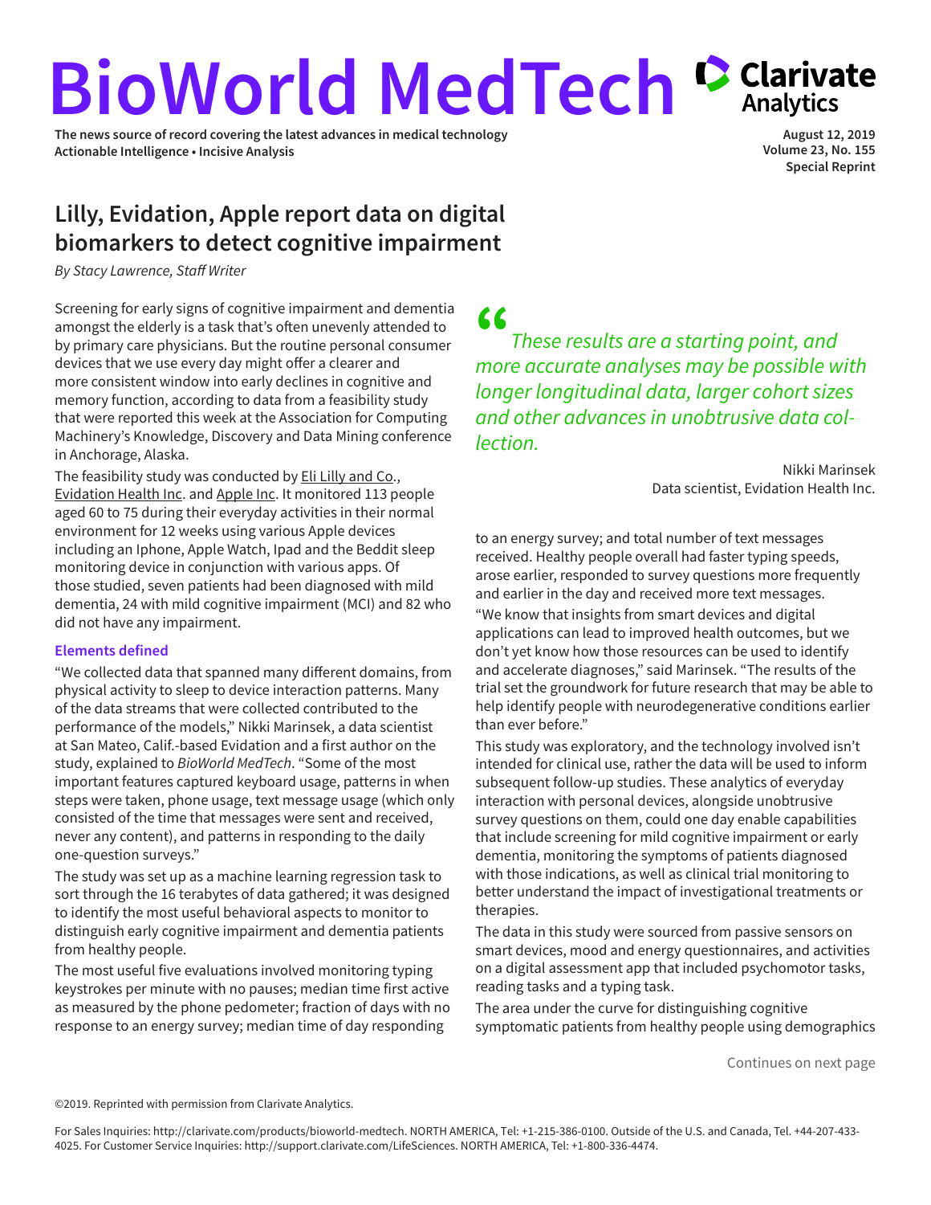# BioWorld MedTech

The news source of record covering the latest advances in medical technology
Actionable Intelligence • Incisive Analysis

August 12, 2019
Volume 23, No. 155
Special Reprint

## Lilly, Evidation, Apple report data on digital biomarkers to detect cognitive impairment

*By Stacy Lawrence, Staff Writer*

Screening for early signs of cognitive impairment and dementia amongst the elderly is a task that's often unevenly attended to by primary care physicians. But the routine personal consumer devices that we use every day might offer a clearer and more consistent window into early declines in cognitive and memory function, according to data from a feasibility study that were reported this week at the Association for Computing Machinery's Knowledge, Discovery and Data Mining conference in Anchorage, Alaska.

The feasibility study was conducted by Eli Lilly and Co., Evidation Health Inc. and Apple Inc. It monitored 113 people aged 60 to 75 during their everyday activities in their normal environment for 12 weeks using various Apple devices including an Iphone, Apple Watch, Ipad and the Beddit sleep monitoring device in conjunction with various apps. Of those studied, seven patients had been diagnosed with mild dementia, 24 with mild cognitive impairment (MCI) and 82 who did not have any impairment.

### Elements defined

"We collected data that spanned many different domains, from physical activity to sleep to device interaction patterns. Many of the data streams that were collected contributed to the performance of the models," Nikki Marinsek, a data scientist at San Mateo, Calif.-based Evidation and a first author on the study, explained to *BioWorld MedTech*. "Some of the most important features captured keyboard usage, patterns in when steps were taken, phone usage, text message usage (which only consisted of the time that messages were sent and received, never any content), and patterns in responding to the daily one-question surveys."

The study was set up as a machine learning regression task to sort through the 16 terabytes of data gathered; it was designed to identify the most useful behavioral aspects to monitor to distinguish early cognitive impairment and dementia patients from healthy people.

The most useful five evaluations involved monitoring typing keystrokes per minute with no pauses; median time first active as measured by the phone pedometer; fraction of days with no response to an energy survey; median time of day responding to an energy survey; and total number of text messages received. Healthy people overall had faster typing speeds, arose earlier, responded to survey questions more frequently and earlier in the day and received more text messages.

> *"These results are a starting point, and more accurate analyses may be possible with longer longitudinal data, larger cohort sizes and other advances in unobtrusive data collection.*
>
> Nikki Marinsek
> Data scientist, Evidation Health Inc.

"We know that insights from smart devices and digital applications can lead to improved health outcomes, but we don't yet know how those resources can be used to identify and accelerate diagnoses," said Marinsek. "The results of the trial set the groundwork for future research that may be able to help identify people with neurodegenerative conditions earlier than ever before."

This study was exploratory, and the technology involved isn't intended for clinical use, rather the data will be used to inform subsequent follow-up studies. These analytics of everyday interaction with personal devices, alongside unobtrusive survey questions on them, could one day enable capabilities that include screening for mild cognitive impairment or early dementia, monitoring the symptoms of patients diagnosed with those indications, as well as clinical trial monitoring to better understand the impact of investigational treatments or therapies.

The data in this study were sourced from passive sensors on smart devices, mood and energy questionnaires, and activities on a digital assessment app that included psychomotor tasks, reading tasks and a typing task.

The area under the curve for distinguishing cognitive symptomatic patients from healthy people using demographics

Continues on next page

©2019. Reprinted with permission from Clarivate Analytics.

For Sales Inquiries: http://clarivate.com/products/bioworld-medtech. NORTH AMERICA, Tel: +1-215-386-0100. Outside of the U.S. and Canada, Tel. +44-207-433-4025. For Customer Service Inquiries: http://support.clarivate.com/LifeSciences. NORTH AMERICA, Tel: +1-800-336-4474.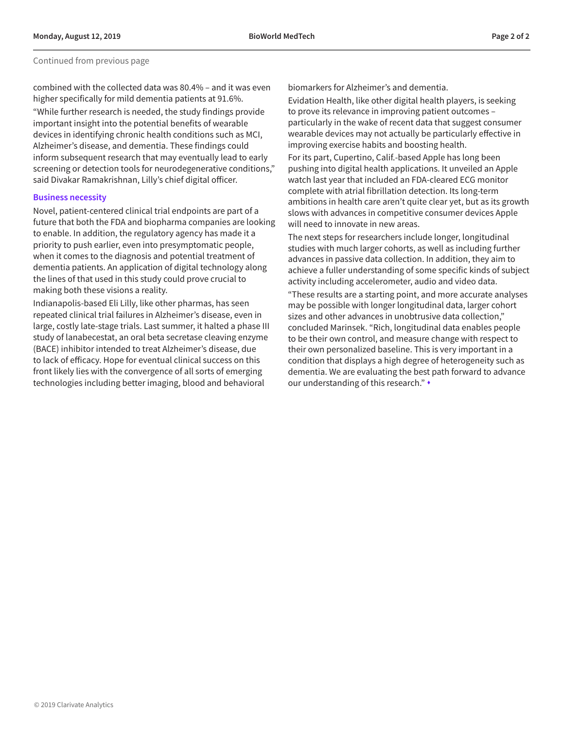Continued from previous page

combined with the collected data was 80.4% – and it was even higher specifically for mild dementia patients at 91.6%.

"While further research is needed, the study findings provide important insight into the potential benefits of wearable devices in identifying chronic health conditions such as MCI, Alzheimer's disease, and dementia. These findings could inform subsequent research that may eventually lead to early screening or detection tools for neurodegenerative conditions," said Divakar Ramakrishnan, Lilly's chief digital officer.

### Business necessity

Novel, patient-centered clinical trial endpoints are part of a future that both the FDA and biopharma companies are looking to enable. In addition, the regulatory agency has made it a priority to push earlier, even into presymptomatic people, when it comes to the diagnosis and potential treatment of dementia patients. An application of digital technology along the lines of that used in this study could prove crucial to making both these visions a reality.

Indianapolis-based Eli Lilly, like other pharmas, has seen repeated clinical trial failures in Alzheimer's disease, even in large, costly late-stage trials. Last summer, it halted a phase III study of lanabecestat, an oral beta secretase cleaving enzyme (BACE) inhibitor intended to treat Alzheimer's disease, due to lack of efficacy. Hope for eventual clinical success on this front likely lies with the convergence of all sorts of emerging technologies including better imaging, blood and behavioral biomarkers for Alzheimer's and dementia.

Evidation Health, like other digital health players, is seeking to prove its relevance in improving patient outcomes – particularly in the wake of recent data that suggest consumer wearable devices may not actually be particularly effective in improving exercise habits and boosting health.

For its part, Cupertino, Calif.-based Apple has long been pushing into digital health applications. It unveiled an Apple watch last year that included an FDA-cleared ECG monitor complete with atrial fibrillation detection. Its long-term ambitions in health care aren't quite clear yet, but as its growth slows with advances in competitive consumer devices Apple will need to innovate in new areas.

The next steps for researchers include longer, longitudinal studies with much larger cohorts, as well as including further advances in passive data collection. In addition, they aim to achieve a fuller understanding of some specific kinds of subject activity including accelerometer, audio and video data.

"These results are a starting point, and more accurate analyses may be possible with longer longitudinal data, larger cohort sizes and other advances in unobtrusive data collection," concluded Marinsek. "Rich, longitudinal data enables people to be their own control, and measure change with respect to their own personalized baseline. This is very important in a condition that displays a high degree of heterogeneity such as dementia. We are evaluating the best path forward to advance our understanding of this research." ♦